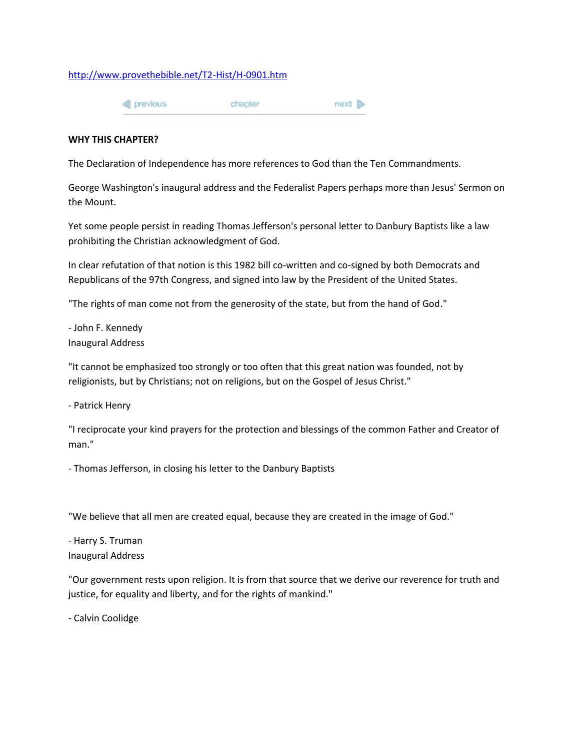http://www.provethebible.net/T2-Hist/H-0901.htm

previous chapter next

**WHY THIS CHAPTER?**

The Declaration of Independence has more references to God than the Ten Commandments.

George Washington's inaugural address and the Federalist Papers perhaps more than Jesus' Sermon on the Mount.

Yet some people persist in reading Thomas Jefferson's personal letter to Danbury Baptists like a law prohibiting the Christian acknowledgment of God.

In clear refutation of that notion is this 1982 bill co-written and co-signed by both Democrats and Republicans of the 97th Congress, and signed into law by the President of the United States.

"The rights of man come not from the generosity of the state, but from the hand of God."

- John F. Kennedy
Inaugural Address

"It cannot be emphasized too strongly or too often that this great nation was founded, not by religionists, but by Christians; not on religions, but on the Gospel of Jesus Christ."

- Patrick Henry

"I reciprocate your kind prayers for the protection and blessings of the common Father and Creator of man."

- Thomas Jefferson, in closing his letter to the Danbury Baptists

"We believe that all men are created equal, because they are created in the image of God."

- Harry S. Truman
Inaugural Address

"Our government rests upon religion. It is from that source that we derive our reverence for truth and justice, for equality and liberty, and for the rights of mankind."

- Calvin Coolidge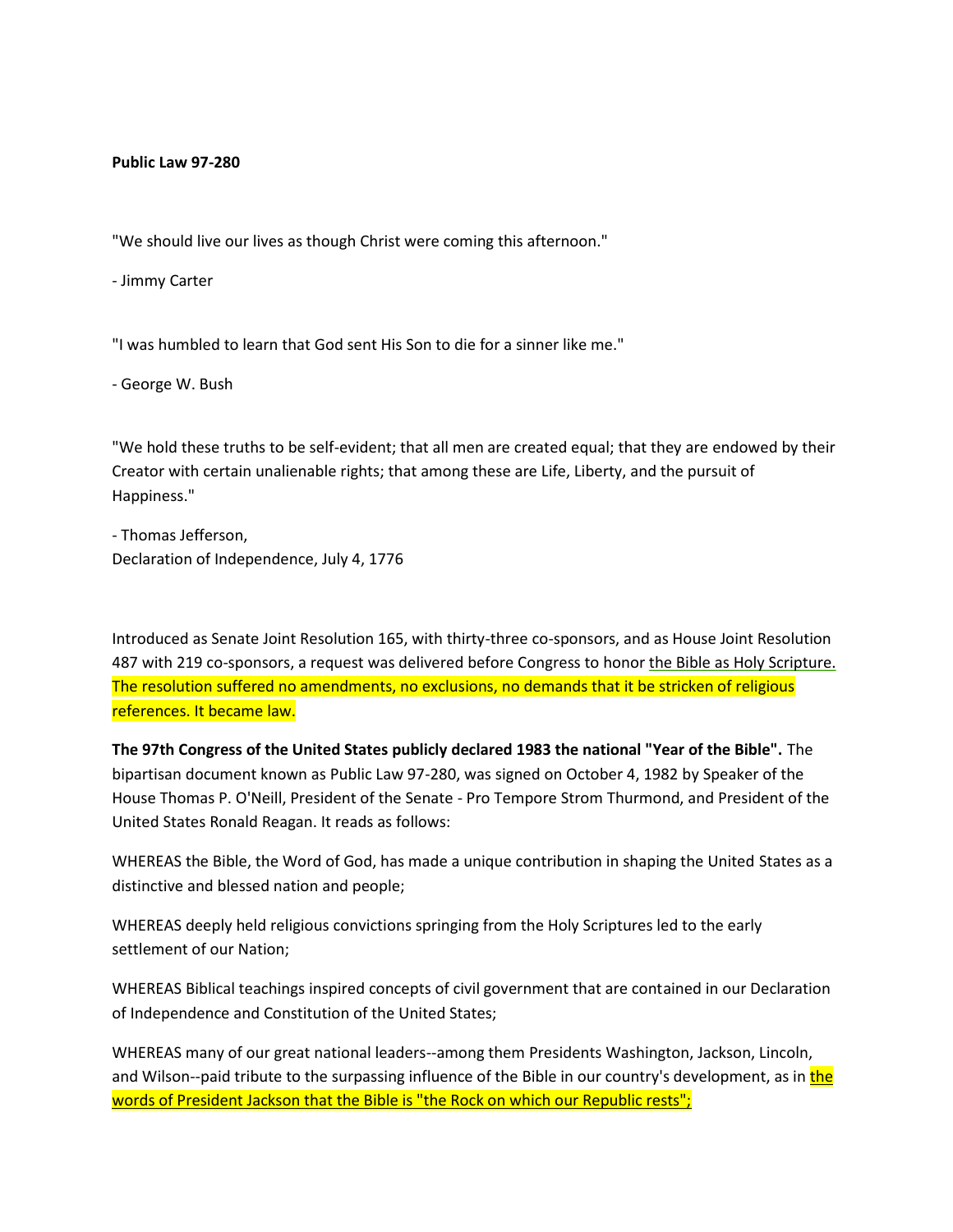**Public Law 97-280**

"We should live our lives as though Christ were coming this afternoon."

- Jimmy Carter

"I was humbled to learn that God sent His Son to die for a sinner like me."

- George W. Bush

"We hold these truths to be self-evident; that all men are created equal; that they are endowed by their Creator with certain unalienable rights; that among these are Life, Liberty, and the pursuit of Happiness."

- Thomas Jefferson,
Declaration of Independence, July 4, 1776

Introduced as Senate Joint Resolution 165, with thirty-three co-sponsors, and as House Joint Resolution 487 with 219 co-sponsors, a request was delivered before Congress to honor the Bible as Holy Scripture. The resolution suffered no amendments, no exclusions, no demands that it be stricken of religious references. It became law.

**The 97th Congress of the United States publicly declared 1983 the national "Year of the Bible".** The bipartisan document known as Public Law 97-280, was signed on October 4, 1982 by Speaker of the House Thomas P. O'Neill, President of the Senate - Pro Tempore Strom Thurmond, and President of the United States Ronald Reagan. It reads as follows:

WHEREAS the Bible, the Word of God, has made a unique contribution in shaping the United States as a distinctive and blessed nation and people;

WHEREAS deeply held religious convictions springing from the Holy Scriptures led to the early settlement of our Nation;

WHEREAS Biblical teachings inspired concepts of civil government that are contained in our Declaration of Independence and Constitution of the United States;

WHEREAS many of our great national leaders--among them Presidents Washington, Jackson, Lincoln, and Wilson--paid tribute to the surpassing influence of the Bible in our country's development, as in the words of President Jackson that the Bible is "the Rock on which our Republic rests";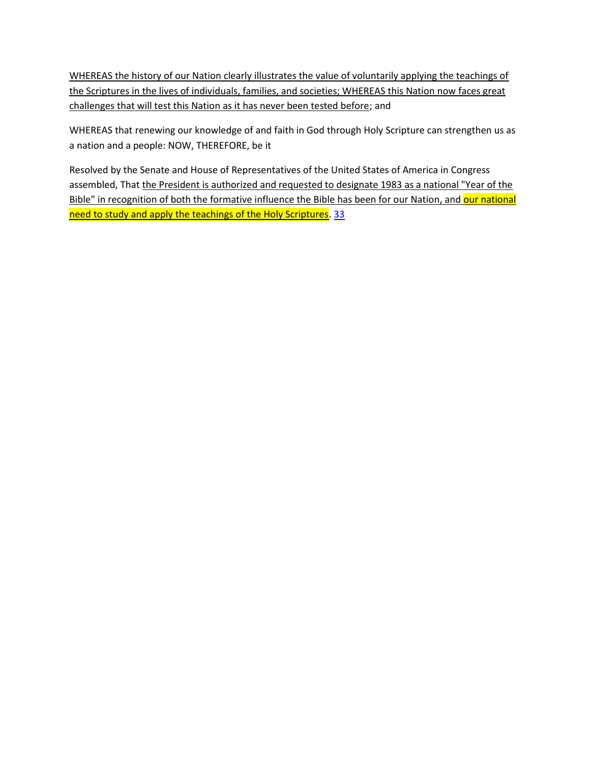WHEREAS the history of our Nation clearly illustrates the value of voluntarily applying the teachings of the Scriptures in the lives of individuals, families, and societies; WHEREAS this Nation now faces great challenges that will test this Nation as it has never been tested before; and

WHEREAS that renewing our knowledge of and faith in God through Holy Scripture can strengthen us as a nation and a people: NOW, THEREFORE, be it

Resolved by the Senate and House of Representatives of the United States of America in Congress assembled, That the President is authorized and requested to designate 1983 as a national "Year of the Bible" in recognition of both the formative influence the Bible has been for our Nation, and our national need to study and apply the teachings of the Holy Scriptures. [33]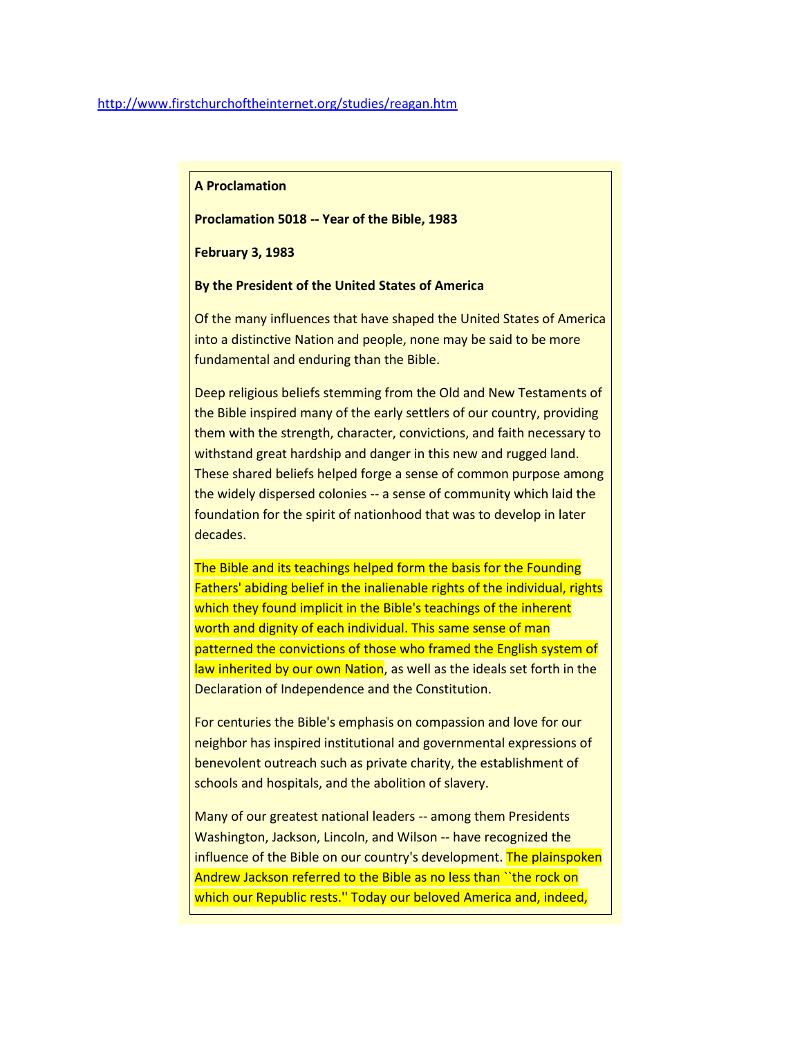http://www.firstchurchoftheinternet.org/studies/reagan.htm

**A Proclamation**

**Proclamation 5018 -- Year of the Bible, 1983**

**February 3, 1983**

**By the President of the United States of America**

Of the many influences that have shaped the United States of America into a distinctive Nation and people, none may be said to be more fundamental and enduring than the Bible.

Deep religious beliefs stemming from the Old and New Testaments of the Bible inspired many of the early settlers of our country, providing them with the strength, character, convictions, and faith necessary to withstand great hardship and danger in this new and rugged land. These shared beliefs helped forge a sense of common purpose among the widely dispersed colonies -- a sense of community which laid the foundation for the spirit of nationhood that was to develop in later decades.

The Bible and its teachings helped form the basis for the Founding Fathers' abiding belief in the inalienable rights of the individual, rights which they found implicit in the Bible's teachings of the inherent worth and dignity of each individual. This same sense of man patterned the convictions of those who framed the English system of law inherited by our own Nation, as well as the ideals set forth in the Declaration of Independence and the Constitution.

For centuries the Bible's emphasis on compassion and love for our neighbor has inspired institutional and governmental expressions of benevolent outreach such as private charity, the establishment of schools and hospitals, and the abolition of slavery.

Many of our greatest national leaders -- among them Presidents Washington, Jackson, Lincoln, and Wilson -- have recognized the influence of the Bible on our country's development. The plainspoken Andrew Jackson referred to the Bible as no less than ``the rock on which our Republic rests.'' Today our beloved America and, indeed,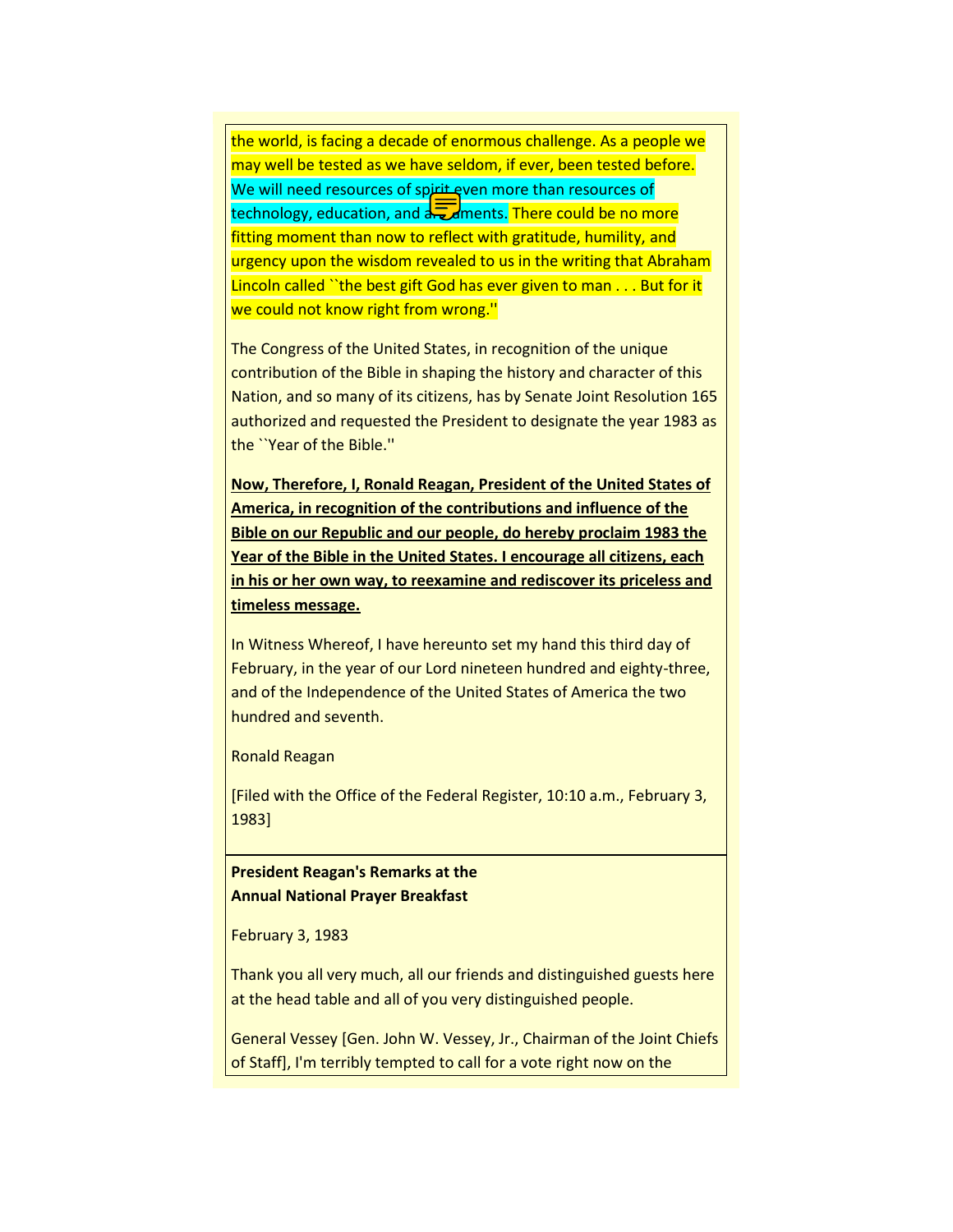the world, is facing a decade of enormous challenge. As a people we may well be tested as we have seldom, if ever, been tested before. We will need resources of spirit even more than resources of technology, education, and armaments. There could be no more fitting moment than now to reflect with gratitude, humility, and urgency upon the wisdom revealed to us in the writing that Abraham Lincoln called ``the best gift God has ever given to man . . . But for it we could not know right from wrong.''

The Congress of the United States, in recognition of the unique contribution of the Bible in shaping the history and character of this Nation, and so many of its citizens, has by Senate Joint Resolution 165 authorized and requested the President to designate the year 1983 as the ``Year of the Bible.''

**Now, Therefore, I, Ronald Reagan, President of the United States of America, in recognition of the contributions and influence of the Bible on our Republic and our people, do hereby proclaim 1983 the Year of the Bible in the United States. I encourage all citizens, each in his or her own way, to reexamine and rediscover its priceless and timeless message.**

In Witness Whereof, I have hereunto set my hand this third day of February, in the year of our Lord nineteen hundred and eighty-three, and of the Independence of the United States of America the two hundred and seventh.

Ronald Reagan

[Filed with the Office of the Federal Register, 10:10 a.m., February 3, 1983]

**President Reagan's Remarks at the Annual National Prayer Breakfast**

February 3, 1983

Thank you all very much, all our friends and distinguished guests here at the head table and all of you very distinguished people.

General Vessey [Gen. John W. Vessey, Jr., Chairman of the Joint Chiefs of Staff], I'm terribly tempted to call for a vote right now on the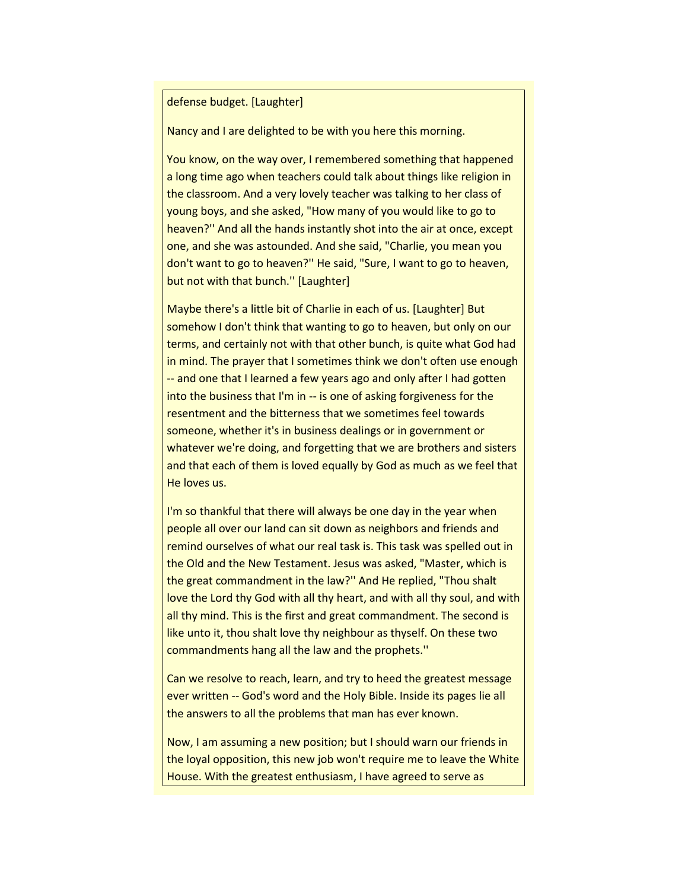defense budget. [Laughter]

Nancy and I are delighted to be with you here this morning.

You know, on the way over, I remembered something that happened a long time ago when teachers could talk about things like religion in the classroom. And a very lovely teacher was talking to her class of young boys, and she asked, "How many of you would like to go to heaven?'' And all the hands instantly shot into the air at once, except one, and she was astounded. And she said, "Charlie, you mean you don't want to go to heaven?'' He said, "Sure, I want to go to heaven, but not with that bunch.'' [Laughter]

Maybe there's a little bit of Charlie in each of us. [Laughter] But somehow I don't think that wanting to go to heaven, but only on our terms, and certainly not with that other bunch, is quite what God had in mind. The prayer that I sometimes think we don't often use enough -- and one that I learned a few years ago and only after I had gotten into the business that I'm in -- is one of asking forgiveness for the resentment and the bitterness that we sometimes feel towards someone, whether it's in business dealings or in government or whatever we're doing, and forgetting that we are brothers and sisters and that each of them is loved equally by God as much as we feel that He loves us.

I'm so thankful that there will always be one day in the year when people all over our land can sit down as neighbors and friends and remind ourselves of what our real task is. This task was spelled out in the Old and the New Testament. Jesus was asked, "Master, which is the great commandment in the law?'' And He replied, "Thou shalt love the Lord thy God with all thy heart, and with all thy soul, and with all thy mind. This is the first and great commandment. The second is like unto it, thou shalt love thy neighbour as thyself. On these two commandments hang all the law and the prophets.''

Can we resolve to reach, learn, and try to heed the greatest message ever written -- God's word and the Holy Bible. Inside its pages lie all the answers to all the problems that man has ever known.

Now, I am assuming a new position; but I should warn our friends in the loyal opposition, this new job won't require me to leave the White House. With the greatest enthusiasm, I have agreed to serve as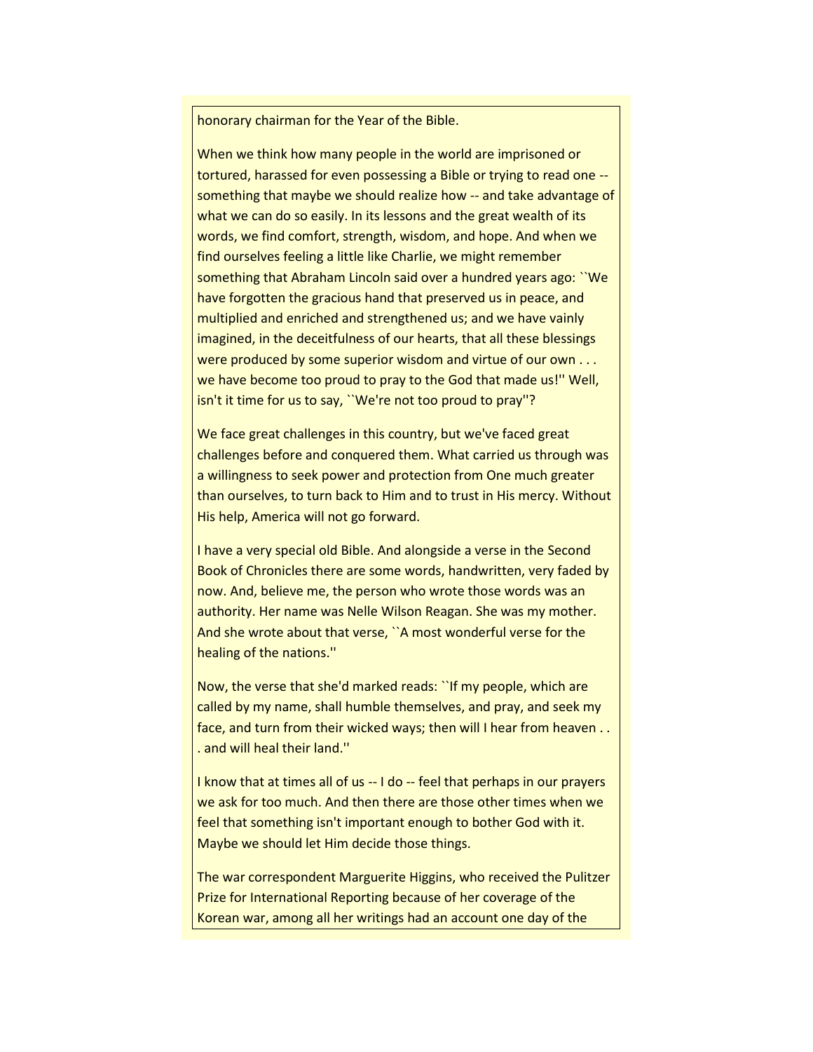honorary chairman for the Year of the Bible.

When we think how many people in the world are imprisoned or tortured, harassed for even possessing a Bible or trying to read one -- something that maybe we should realize how -- and take advantage of what we can do so easily. In its lessons and the great wealth of its words, we find comfort, strength, wisdom, and hope. And when we find ourselves feeling a little like Charlie, we might remember something that Abraham Lincoln said over a hundred years ago: ``We have forgotten the gracious hand that preserved us in peace, and multiplied and enriched and strengthened us; and we have vainly imagined, in the deceitfulness of our hearts, that all these blessings were produced by some superior wisdom and virtue of our own . . . we have become too proud to pray to the God that made us!'' Well, isn't it time for us to say, ``We're not too proud to pray''?

We face great challenges in this country, but we've faced great challenges before and conquered them. What carried us through was a willingness to seek power and protection from One much greater than ourselves, to turn back to Him and to trust in His mercy. Without His help, America will not go forward.

I have a very special old Bible. And alongside a verse in the Second Book of Chronicles there are some words, handwritten, very faded by now. And, believe me, the person who wrote those words was an authority. Her name was Nelle Wilson Reagan. She was my mother. And she wrote about that verse, ``A most wonderful verse for the healing of the nations.''

Now, the verse that she'd marked reads: ``If my people, which are called by my name, shall humble themselves, and pray, and seek my face, and turn from their wicked ways; then will I hear from heaven . . . and will heal their land.''

I know that at times all of us -- I do -- feel that perhaps in our prayers we ask for too much. And then there are those other times when we feel that something isn't important enough to bother God with it. Maybe we should let Him decide those things.

The war correspondent Marguerite Higgins, who received the Pulitzer Prize for International Reporting because of her coverage of the Korean war, among all her writings had an account one day of the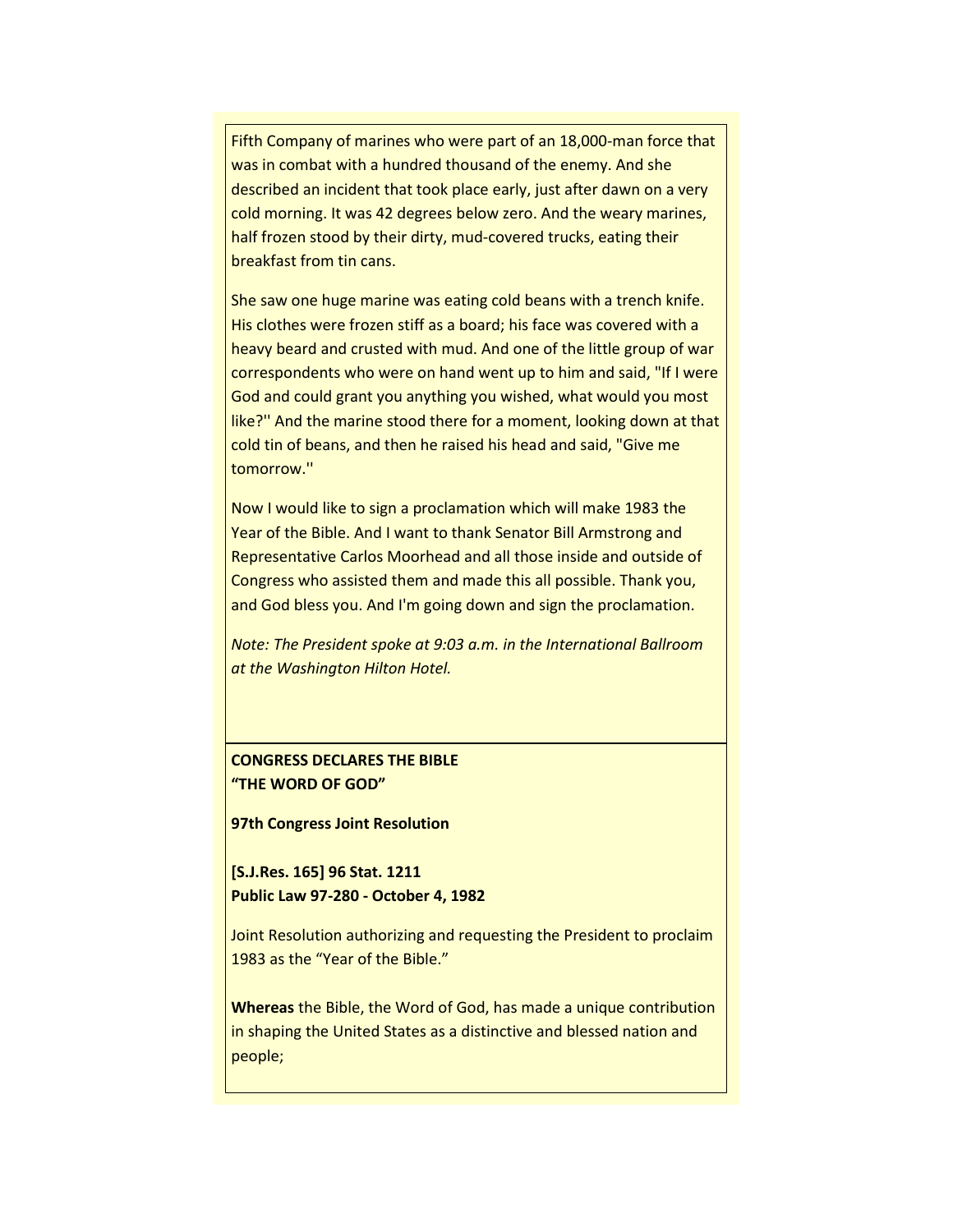Fifth Company of marines who were part of an 18,000-man force that was in combat with a hundred thousand of the enemy. And she described an incident that took place early, just after dawn on a very cold morning. It was 42 degrees below zero. And the weary marines, half frozen stood by their dirty, mud-covered trucks, eating their breakfast from tin cans.

She saw one huge marine was eating cold beans with a trench knife. His clothes were frozen stiff as a board; his face was covered with a heavy beard and crusted with mud. And one of the little group of war correspondents who were on hand went up to him and said, "If I were God and could grant you anything you wished, what would you most like?'' And the marine stood there for a moment, looking down at that cold tin of beans, and then he raised his head and said, "Give me tomorrow.''

Now I would like to sign a proclamation which will make 1983 the Year of the Bible. And I want to thank Senator Bill Armstrong and Representative Carlos Moorhead and all those inside and outside of Congress who assisted them and made this all possible. Thank you, and God bless you. And I'm going down and sign the proclamation.

*Note: The President spoke at 9:03 a.m. in the International Ballroom at the Washington Hilton Hotel.*

**CONGRESS DECLARES THE BIBLE**
**"THE WORD OF GOD"**

**97th Congress Joint Resolution**

**[S.J.Res. 165] 96 Stat. 1211**
**Public Law 97-280 - October 4, 1982**

Joint Resolution authorizing and requesting the President to proclaim 1983 as the "Year of the Bible."

**Whereas** the Bible, the Word of God, has made a unique contribution in shaping the United States as a distinctive and blessed nation and people;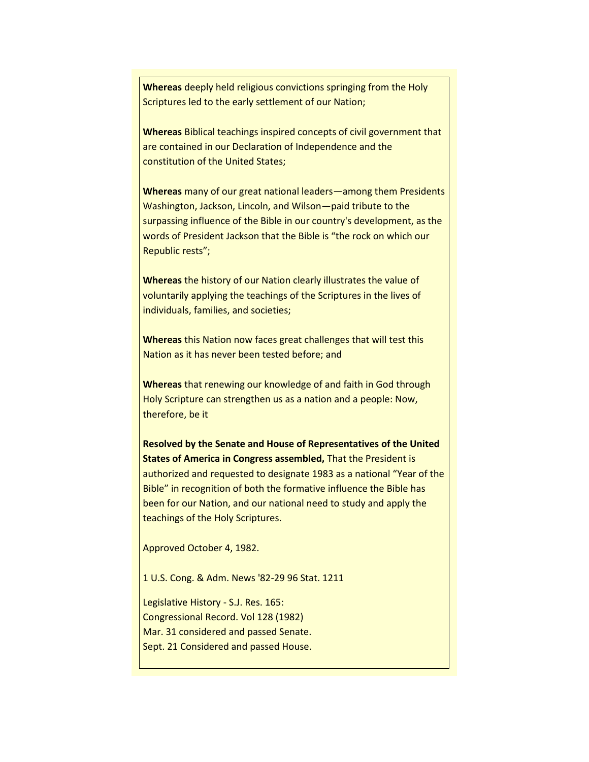**Whereas** deeply held religious convictions springing from the Holy Scriptures led to the early settlement of our Nation;

**Whereas** Biblical teachings inspired concepts of civil government that are contained in our Declaration of Independence and the constitution of the United States;

**Whereas** many of our great national leaders—among them Presidents Washington, Jackson, Lincoln, and Wilson—paid tribute to the surpassing influence of the Bible in our country's development, as the words of President Jackson that the Bible is "the rock on which our Republic rests";

**Whereas** the history of our Nation clearly illustrates the value of voluntarily applying the teachings of the Scriptures in the lives of individuals, families, and societies;

**Whereas** this Nation now faces great challenges that will test this Nation as it has never been tested before; and

**Whereas** that renewing our knowledge of and faith in God through Holy Scripture can strengthen us as a nation and a people: Now, therefore, be it

**Resolved by the Senate and House of Representatives of the United States of America in Congress assembled,** That the President is authorized and requested to designate 1983 as a national "Year of the Bible" in recognition of both the formative influence the Bible has been for our Nation, and our national need to study and apply the teachings of the Holy Scriptures.

Approved October 4, 1982.

1 U.S. Cong. & Adm. News '82-29 96 Stat. 1211

Legislative History - S.J. Res. 165:
Congressional Record. Vol 128 (1982)
Mar. 31 considered and passed Senate.
Sept. 21 Considered and passed House.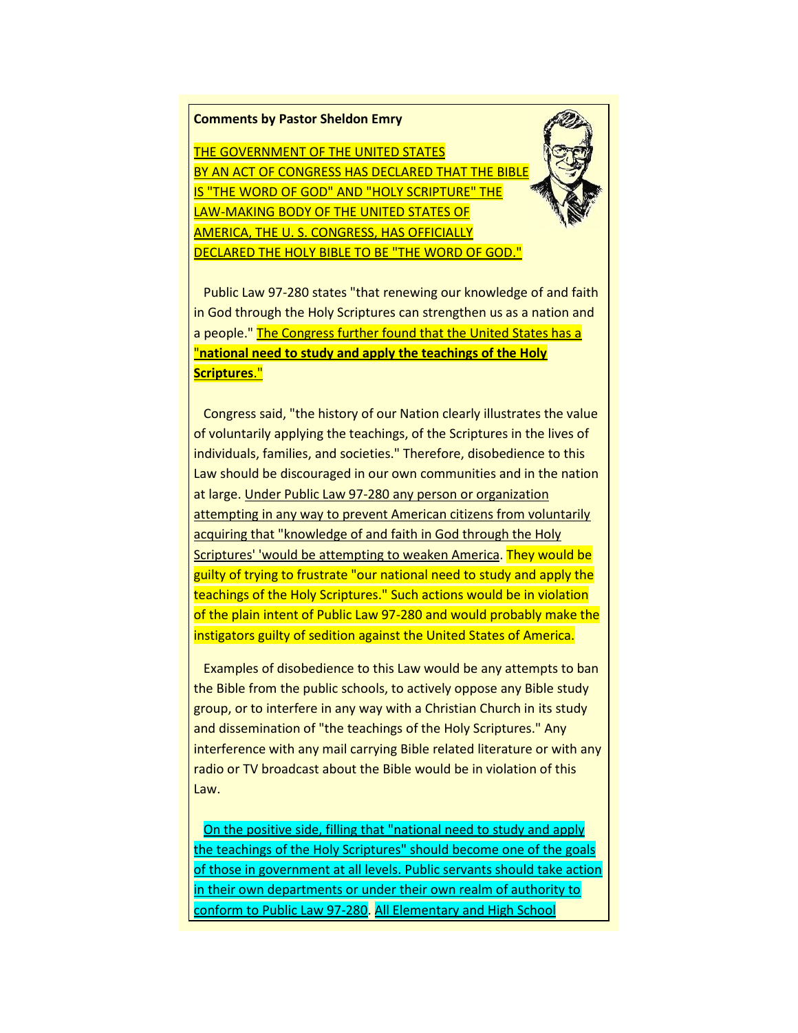**Comments by Pastor Sheldon Emry**

THE GOVERNMENT OF THE UNITED STATES BY AN ACT OF CONGRESS HAS DECLARED THAT THE BIBLE IS "THE WORD OF GOD" AND "HOLY SCRIPTURE" THE LAW-MAKING BODY OF THE UNITED STATES OF AMERICA, THE U. S. CONGRESS, HAS OFFICIALLY DECLARED THE HOLY BIBLE TO BE "THE WORD OF GOD."

Public Law 97-280 states "that renewing our knowledge of and faith in God through the Holy Scriptures can strengthen us as a nation and a people." The Congress further found that the United States has a "**national need to study and apply the teachings of the Holy Scriptures**."

Congress said, "the history of our Nation clearly illustrates the value of voluntarily applying the teachings, of the Scriptures in the lives of individuals, families, and societies." Therefore, disobedience to this Law should be discouraged in our own communities and in the nation at large. Under Public Law 97-280 any person or organization attempting in any way to prevent American citizens from voluntarily acquiring that "knowledge of and faith in God through the Holy Scriptures' 'would be attempting to weaken America. They would be guilty of trying to frustrate "our national need to study and apply the teachings of the Holy Scriptures." Such actions would be in violation of the plain intent of Public Law 97-280 and would probably make the instigators guilty of sedition against the United States of America.

Examples of disobedience to this Law would be any attempts to ban the Bible from the public schools, to actively oppose any Bible study group, or to interfere in any way with a Christian Church in its study and dissemination of "the teachings of the Holy Scriptures." Any interference with any mail carrying Bible related literature or with any radio or TV broadcast about the Bible would be in violation of this Law.

On the positive side, filling that "national need to study and apply the teachings of the Holy Scriptures" should become one of the goals of those in government at all levels. Public servants should take action in their own departments or under their own realm of authority to conform to Public Law 97-280. All Elementary and High School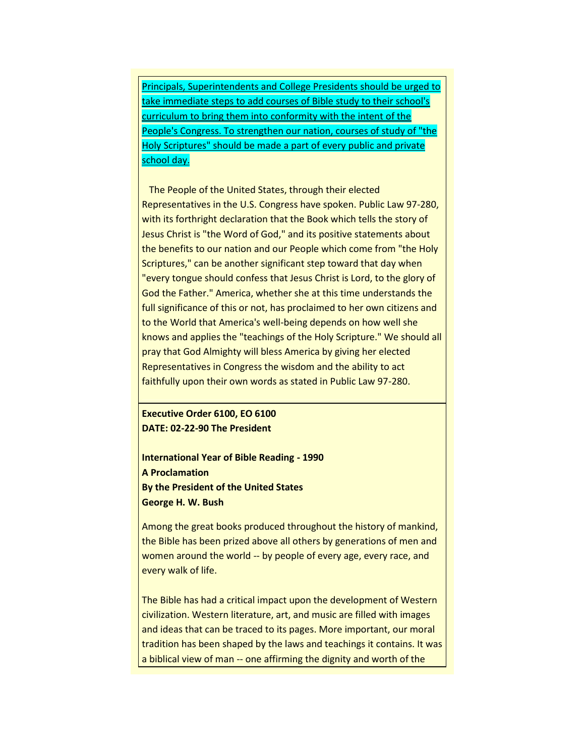Principals, Superintendents and College Presidents should be urged to take immediate steps to add courses of Bible study to their school's curriculum to bring them into conformity with the intent of the People's Congress. To strengthen our nation, courses of study of "the Holy Scriptures" should be made a part of every public and private school day.

The People of the United States, through their elected Representatives in the U.S. Congress have spoken. Public Law 97-280, with its forthright declaration that the Book which tells the story of Jesus Christ is "the Word of God," and its positive statements about the benefits to our nation and our People which come from "the Holy Scriptures," can be another significant step toward that day when "every tongue should confess that Jesus Christ is Lord, to the glory of God the Father." America, whether she at this time understands the full significance of this or not, has proclaimed to her own citizens and to the World that America's well-being depends on how well she knows and applies the "teachings of the Holy Scripture." We should all pray that God Almighty will bless America by giving her elected Representatives in Congress the wisdom and the ability to act faithfully upon their own words as stated in Public Law 97-280.

**Executive Order 6100, EO 6100**
**DATE: 02-22-90 The President**

**International Year of Bible Reading - 1990**
**A Proclamation**
**By the President of the United States**
**George H. W. Bush**

Among the great books produced throughout the history of mankind, the Bible has been prized above all others by generations of men and women around the world -- by people of every age, every race, and every walk of life.

The Bible has had a critical impact upon the development of Western civilization. Western literature, art, and music are filled with images and ideas that can be traced to its pages. More important, our moral tradition has been shaped by the laws and teachings it contains. It was a biblical view of man -- one affirming the dignity and worth of the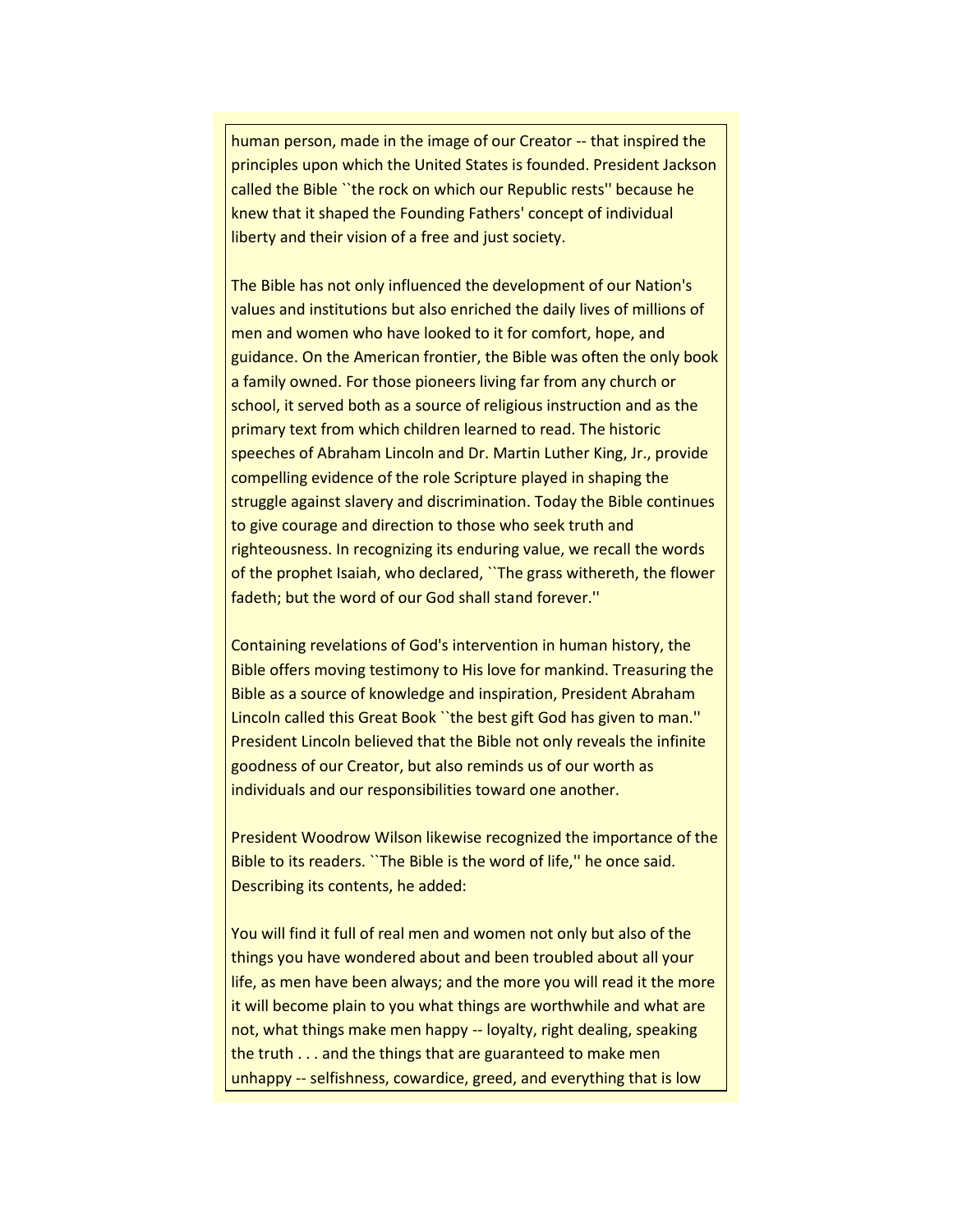human person, made in the image of our Creator -- that inspired the principles upon which the United States is founded. President Jackson called the Bible ``the rock on which our Republic rests'' because he knew that it shaped the Founding Fathers' concept of individual liberty and their vision of a free and just society.

The Bible has not only influenced the development of our Nation's values and institutions but also enriched the daily lives of millions of men and women who have looked to it for comfort, hope, and guidance. On the American frontier, the Bible was often the only book a family owned. For those pioneers living far from any church or school, it served both as a source of religious instruction and as the primary text from which children learned to read. The historic speeches of Abraham Lincoln and Dr. Martin Luther King, Jr., provide compelling evidence of the role Scripture played in shaping the struggle against slavery and discrimination. Today the Bible continues to give courage and direction to those who seek truth and righteousness. In recognizing its enduring value, we recall the words of the prophet Isaiah, who declared, ``The grass withereth, the flower fadeth; but the word of our God shall stand forever.''

Containing revelations of God's intervention in human history, the Bible offers moving testimony to His love for mankind. Treasuring the Bible as a source of knowledge and inspiration, President Abraham Lincoln called this Great Book ``the best gift God has given to man.'' President Lincoln believed that the Bible not only reveals the infinite goodness of our Creator, but also reminds us of our worth as individuals and our responsibilities toward one another.

President Woodrow Wilson likewise recognized the importance of the Bible to its readers. ``The Bible is the word of life,'' he once said. Describing its contents, he added:

You will find it full of real men and women not only but also of the things you have wondered about and been troubled about all your life, as men have been always; and the more you will read it the more it will become plain to you what things are worthwhile and what are not, what things make men happy -- loyalty, right dealing, speaking the truth . . . and the things that are guaranteed to make men unhappy -- selfishness, cowardice, greed, and everything that is low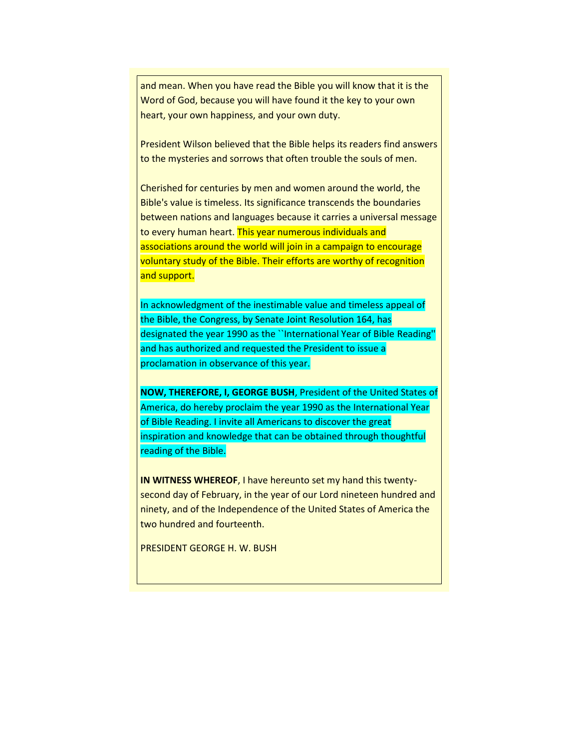and mean. When you have read the Bible you will know that it is the Word of God, because you will have found it the key to your own heart, your own happiness, and your own duty.

President Wilson believed that the Bible helps its readers find answers to the mysteries and sorrows that often trouble the souls of men.

Cherished for centuries by men and women around the world, the Bible's value is timeless. Its significance transcends the boundaries between nations and languages because it carries a universal message to every human heart. This year numerous individuals and associations around the world will join in a campaign to encourage voluntary study of the Bible. Their efforts are worthy of recognition and support.

In acknowledgment of the inestimable value and timeless appeal of the Bible, the Congress, by Senate Joint Resolution 164, has designated the year 1990 as the ``International Year of Bible Reading'' and has authorized and requested the President to issue a proclamation in observance of this year.

**NOW, THEREFORE, I, GEORGE BUSH**, President of the United States of America, do hereby proclaim the year 1990 as the International Year of Bible Reading. I invite all Americans to discover the great inspiration and knowledge that can be obtained through thoughtful reading of the Bible.

**IN WITNESS WHEREOF**, I have hereunto set my hand this twenty-second day of February, in the year of our Lord nineteen hundred and ninety, and of the Independence of the United States of America the two hundred and fourteenth.

PRESIDENT GEORGE H. W. BUSH